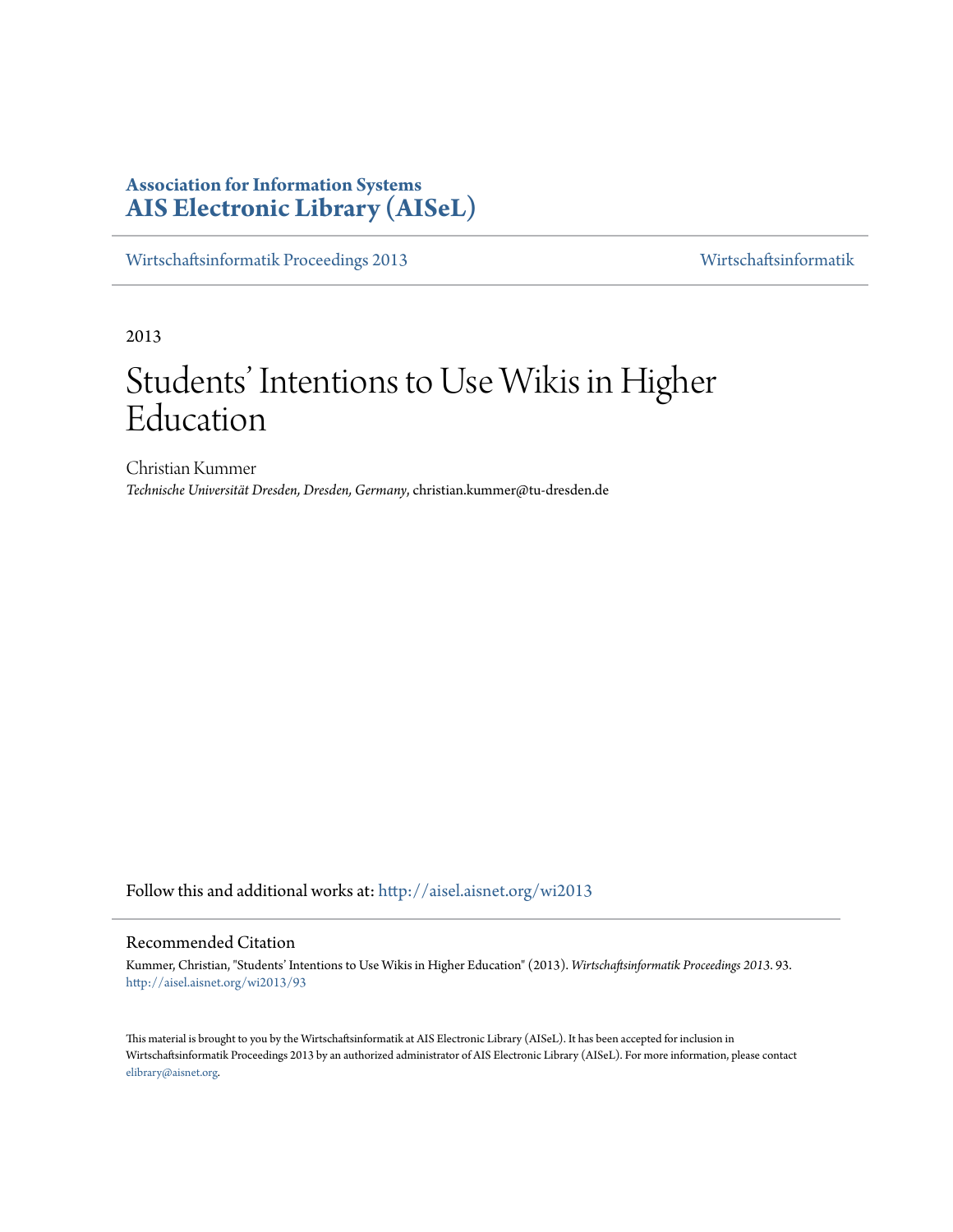**Association for Information Systems**
**AIS Electronic Library (AISeL)**

Wirtschaftsinformatik Proceedings 2013 | Wirtschaftsinformatik

2013

# Students' Intentions to Use Wikis in Higher Education

Christian Kummer
*Technische Universität Dresden, Dresden, Germany*, christian.kummer@tu-dresden.de

Follow this and additional works at: http://aisel.aisnet.org/wi2013

## Recommended Citation

Kummer, Christian, "Students' Intentions to Use Wikis in Higher Education" (2013). *Wirtschaftsinformatik Proceedings 2013*. 93.
http://aisel.aisnet.org/wi2013/93

This material is brought to you by the Wirtschaftsinformatik at AIS Electronic Library (AISeL). It has been accepted for inclusion in Wirtschaftsinformatik Proceedings 2013 by an authorized administrator of AIS Electronic Library (AISeL). For more information, please contact elibrary@aisnet.org.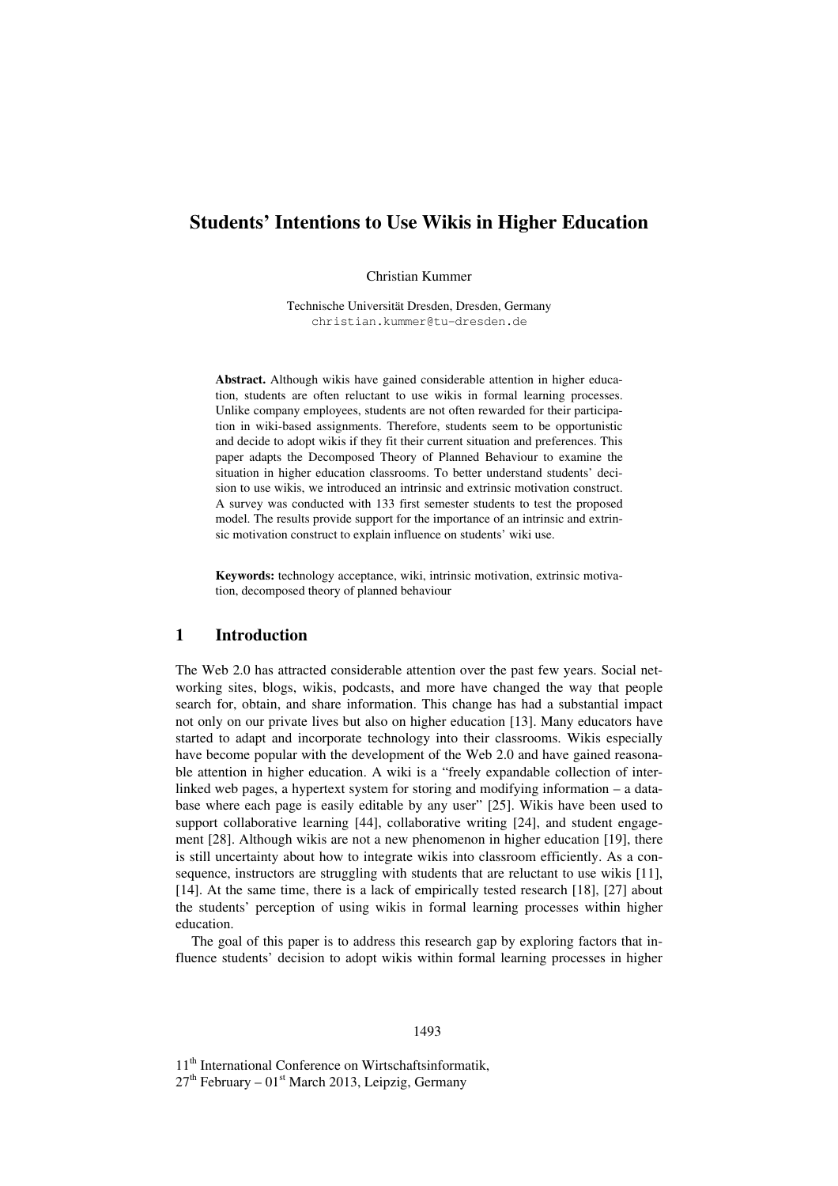# Students' Intentions to Use Wikis in Higher Education

Christian Kummer

Technische Universität Dresden, Dresden, Germany
christian.kummer@tu-dresden.de

**Abstract.** Although wikis have gained considerable attention in higher education, students are often reluctant to use wikis in formal learning processes. Unlike company employees, students are not often rewarded for their participation in wiki-based assignments. Therefore, students seem to be opportunistic and decide to adopt wikis if they fit their current situation and preferences. This paper adapts the Decomposed Theory of Planned Behaviour to examine the situation in higher education classrooms. To better understand students' decision to use wikis, we introduced an intrinsic and extrinsic motivation construct. A survey was conducted with 133 first semester students to test the proposed model. The results provide support for the importance of an intrinsic and extrinsic motivation construct to explain influence on students' wiki use.

**Keywords:** technology acceptance, wiki, intrinsic motivation, extrinsic motivation, decomposed theory of planned behaviour

## 1 Introduction

The Web 2.0 has attracted considerable attention over the past few years. Social networking sites, blogs, wikis, podcasts, and more have changed the way that people search for, obtain, and share information. This change has had a substantial impact not only on our private lives but also on higher education [13]. Many educators have started to adapt and incorporate technology into their classrooms. Wikis especially have become popular with the development of the Web 2.0 and have gained reasonable attention in higher education. A wiki is a "freely expandable collection of interlinked web pages, a hypertext system for storing and modifying information – a database where each page is easily editable by any user" [25]. Wikis have been used to support collaborative learning [44], collaborative writing [24], and student engagement [28]. Although wikis are not a new phenomenon in higher education [19], there is still uncertainty about how to integrate wikis into classroom efficiently. As a consequence, instructors are struggling with students that are reluctant to use wikis [11], [14]. At the same time, there is a lack of empirically tested research [18], [27] about the students' perception of using wikis in formal learning processes within higher education.

The goal of this paper is to address this research gap by exploring factors that influence students' decision to adopt wikis within formal learning processes in higher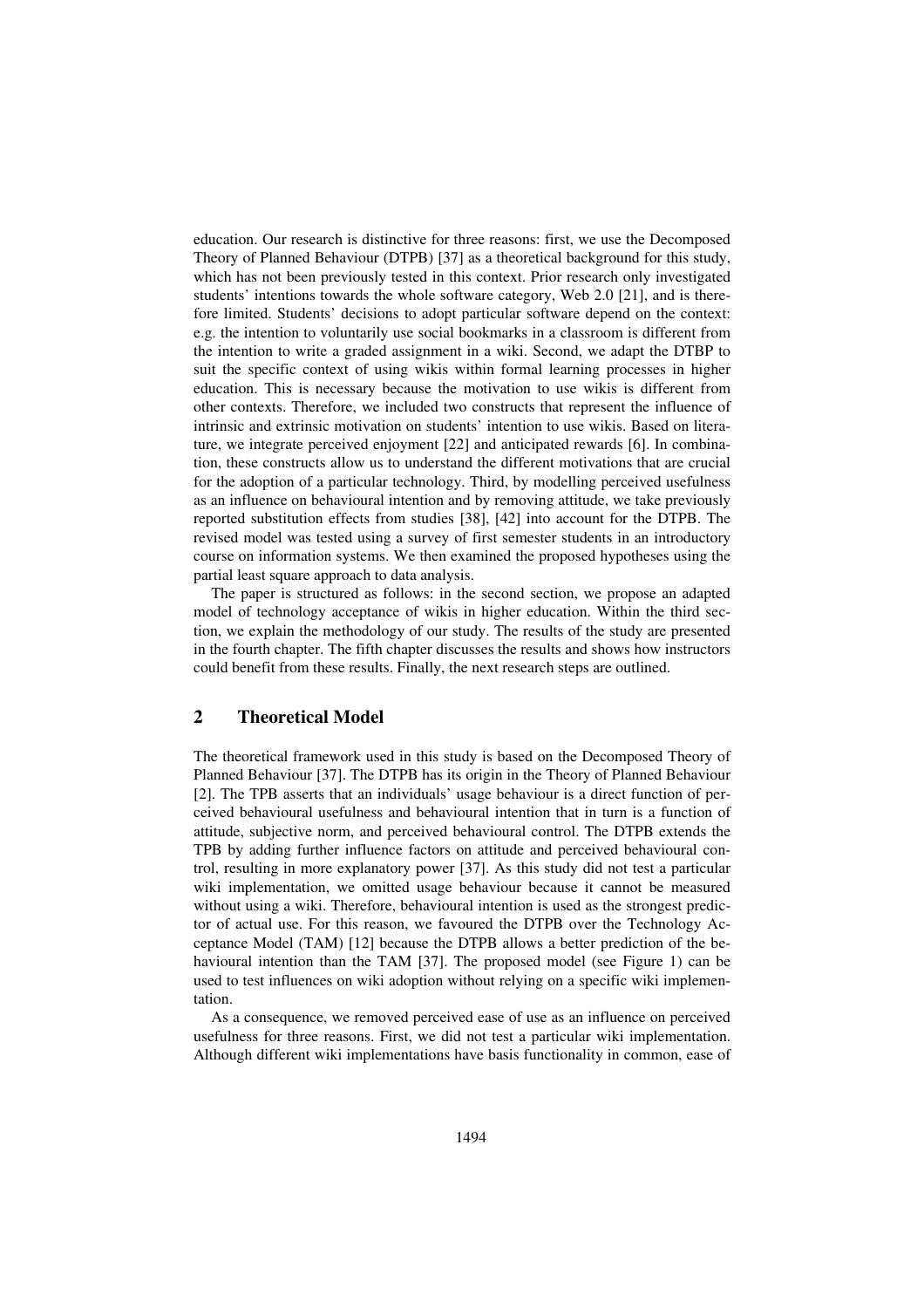education. Our research is distinctive for three reasons: first, we use the Decomposed Theory of Planned Behaviour (DTPB) [37] as a theoretical background for this study, which has not been previously tested in this context. Prior research only investigated students' intentions towards the whole software category, Web 2.0 [21], and is therefore limited. Students' decisions to adopt particular software depend on the context: e.g. the intention to voluntarily use social bookmarks in a classroom is different from the intention to write a graded assignment in a wiki. Second, we adapt the DTBP to suit the specific context of using wikis within formal learning processes in higher education. This is necessary because the motivation to use wikis is different from other contexts. Therefore, we included two constructs that represent the influence of intrinsic and extrinsic motivation on students' intention to use wikis. Based on literature, we integrate perceived enjoyment [22] and anticipated rewards [6]. In combination, these constructs allow us to understand the different motivations that are crucial for the adoption of a particular technology. Third, by modelling perceived usefulness as an influence on behavioural intention and by removing attitude, we take previously reported substitution effects from studies [38], [42] into account for the DTPB. The revised model was tested using a survey of first semester students in an introductory course on information systems. We then examined the proposed hypotheses using the partial least square approach to data analysis.

The paper is structured as follows: in the second section, we propose an adapted model of technology acceptance of wikis in higher education. Within the third section, we explain the methodology of our study. The results of the study are presented in the fourth chapter. The fifth chapter discusses the results and shows how instructors could benefit from these results. Finally, the next research steps are outlined.

## 2 Theoretical Model

The theoretical framework used in this study is based on the Decomposed Theory of Planned Behaviour [37]. The DTPB has its origin in the Theory of Planned Behaviour [2]. The TPB asserts that an individuals' usage behaviour is a direct function of perceived behavioural usefulness and behavioural intention that in turn is a function of attitude, subjective norm, and perceived behavioural control. The DTPB extends the TPB by adding further influence factors on attitude and perceived behavioural control, resulting in more explanatory power [37]. As this study did not test a particular wiki implementation, we omitted usage behaviour because it cannot be measured without using a wiki. Therefore, behavioural intention is used as the strongest predictor of actual use. For this reason, we favoured the DTPB over the Technology Acceptance Model (TAM) [12] because the DTPB allows a better prediction of the behavioural intention than the TAM [37]. The proposed model (see Figure 1) can be used to test influences on wiki adoption without relying on a specific wiki implementation.

As a consequence, we removed perceived ease of use as an influence on perceived usefulness for three reasons. First, we did not test a particular wiki implementation. Although different wiki implementations have basis functionality in common, ease of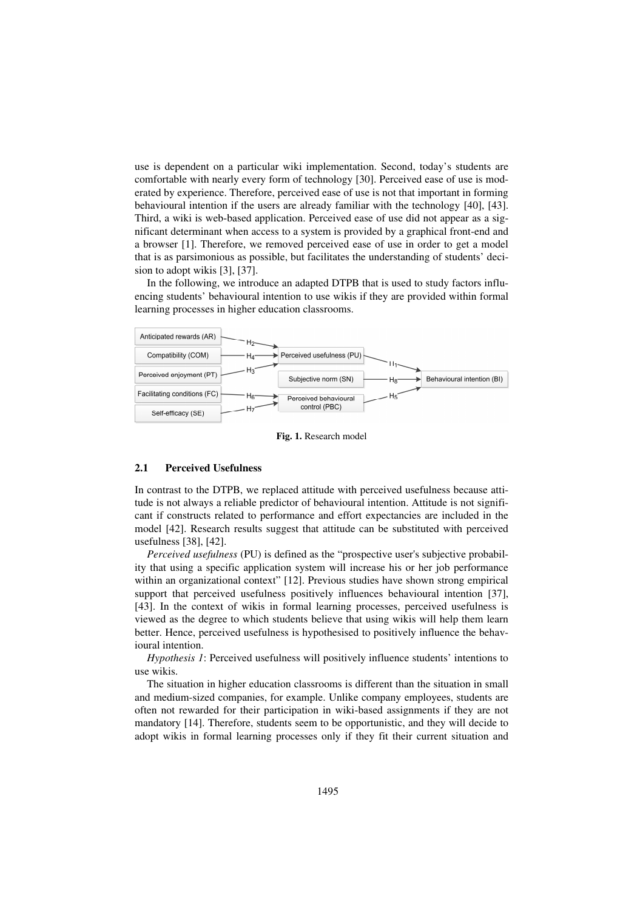use is dependent on a particular wiki implementation. Second, today's students are comfortable with nearly every form of technology [30]. Perceived ease of use is moderated by experience. Therefore, perceived ease of use is not that important in forming behavioural intention if the users are already familiar with the technology [40], [43]. Third, a wiki is web-based application. Perceived ease of use did not appear as a significant determinant when access to a system is provided by a graphical front-end and a browser [1]. Therefore, we removed perceived ease of use in order to get a model that is as parsimonious as possible, but facilitates the understanding of students' decision to adopt wikis [3], [37].

In the following, we introduce an adapted DTPB that is used to study factors influencing students' behavioural intention to use wikis if they are provided within formal learning processes in higher education classrooms.

**Fig. 1.** Research model

### 2.1 Perceived Usefulness

In contrast to the DTPB, we replaced attitude with perceived usefulness because attitude is not always a reliable predictor of behavioural intention. Attitude is not significant if constructs related to performance and effort expectancies are included in the model [42]. Research results suggest that attitude can be substituted with perceived usefulness [38], [42].

*Perceived usefulness* (PU) is defined as the "prospective user's subjective probability that using a specific application system will increase his or her job performance within an organizational context" [12]. Previous studies have shown strong empirical support that perceived usefulness positively influences behavioural intention [37], [43]. In the context of wikis in formal learning processes, perceived usefulness is viewed as the degree to which students believe that using wikis will help them learn better. Hence, perceived usefulness is hypothesised to positively influence the behavioural intention.

*Hypothesis 1*: Perceived usefulness will positively influence students' intentions to use wikis.

The situation in higher education classrooms is different than the situation in small and medium-sized companies, for example. Unlike company employees, students are often not rewarded for their participation in wiki-based assignments if they are not mandatory [14]. Therefore, students seem to be opportunistic, and they will decide to adopt wikis in formal learning processes only if they fit their current situation and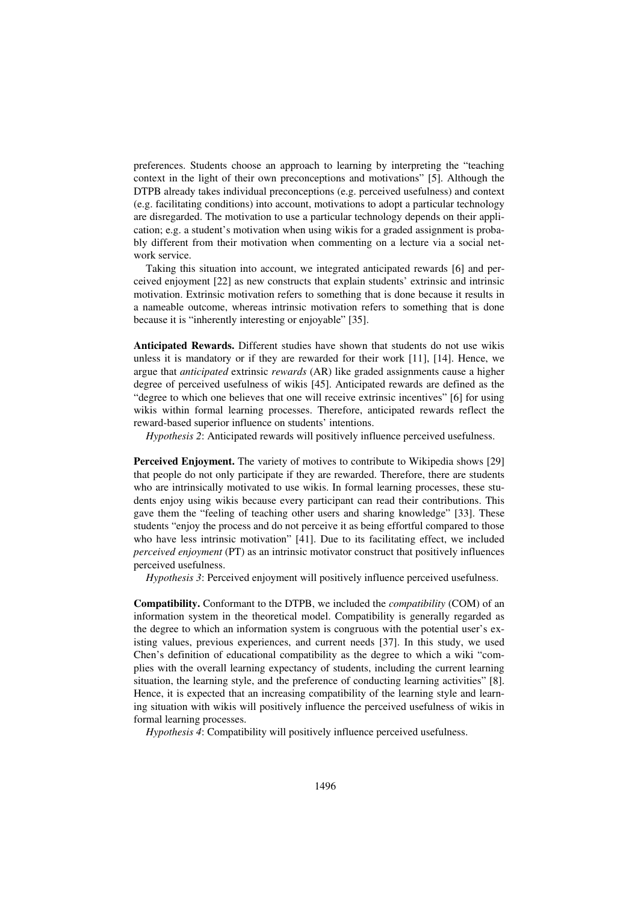preferences. Students choose an approach to learning by interpreting the "teaching context in the light of their own preconceptions and motivations" [5]. Although the DTPB already takes individual preconceptions (e.g. perceived usefulness) and context (e.g. facilitating conditions) into account, motivations to adopt a particular technology are disregarded. The motivation to use a particular technology depends on their application; e.g. a student's motivation when using wikis for a graded assignment is probably different from their motivation when commenting on a lecture via a social network service.

Taking this situation into account, we integrated anticipated rewards [6] and perceived enjoyment [22] as new constructs that explain students' extrinsic and intrinsic motivation. Extrinsic motivation refers to something that is done because it results in a nameable outcome, whereas intrinsic motivation refers to something that is done because it is "inherently interesting or enjoyable" [35].

**Anticipated Rewards.** Different studies have shown that students do not use wikis unless it is mandatory or if they are rewarded for their work [11], [14]. Hence, we argue that *anticipated* extrinsic *rewards* (AR) like graded assignments cause a higher degree of perceived usefulness of wikis [45]. Anticipated rewards are defined as the "degree to which one believes that one will receive extrinsic incentives" [6] for using wikis within formal learning processes. Therefore, anticipated rewards reflect the reward-based superior influence on students' intentions.

*Hypothesis 2*: Anticipated rewards will positively influence perceived usefulness.

**Perceived Enjoyment.** The variety of motives to contribute to Wikipedia shows [29] that people do not only participate if they are rewarded. Therefore, there are students who are intrinsically motivated to use wikis. In formal learning processes, these students enjoy using wikis because every participant can read their contributions. This gave them the "feeling of teaching other users and sharing knowledge" [33]. These students "enjoy the process and do not perceive it as being effortful compared to those who have less intrinsic motivation" [41]. Due to its facilitating effect, we included *perceived enjoyment* (PT) as an intrinsic motivator construct that positively influences perceived usefulness.

*Hypothesis 3*: Perceived enjoyment will positively influence perceived usefulness.

**Compatibility.** Conformant to the DTPB, we included the *compatibility* (COM) of an information system in the theoretical model. Compatibility is generally regarded as the degree to which an information system is congruous with the potential user's existing values, previous experiences, and current needs [37]. In this study, we used Chen's definition of educational compatibility as the degree to which a wiki "complies with the overall learning expectancy of students, including the current learning situation, the learning style, and the preference of conducting learning activities" [8]. Hence, it is expected that an increasing compatibility of the learning style and learning situation with wikis will positively influence the perceived usefulness of wikis in formal learning processes.

*Hypothesis 4*: Compatibility will positively influence perceived usefulness.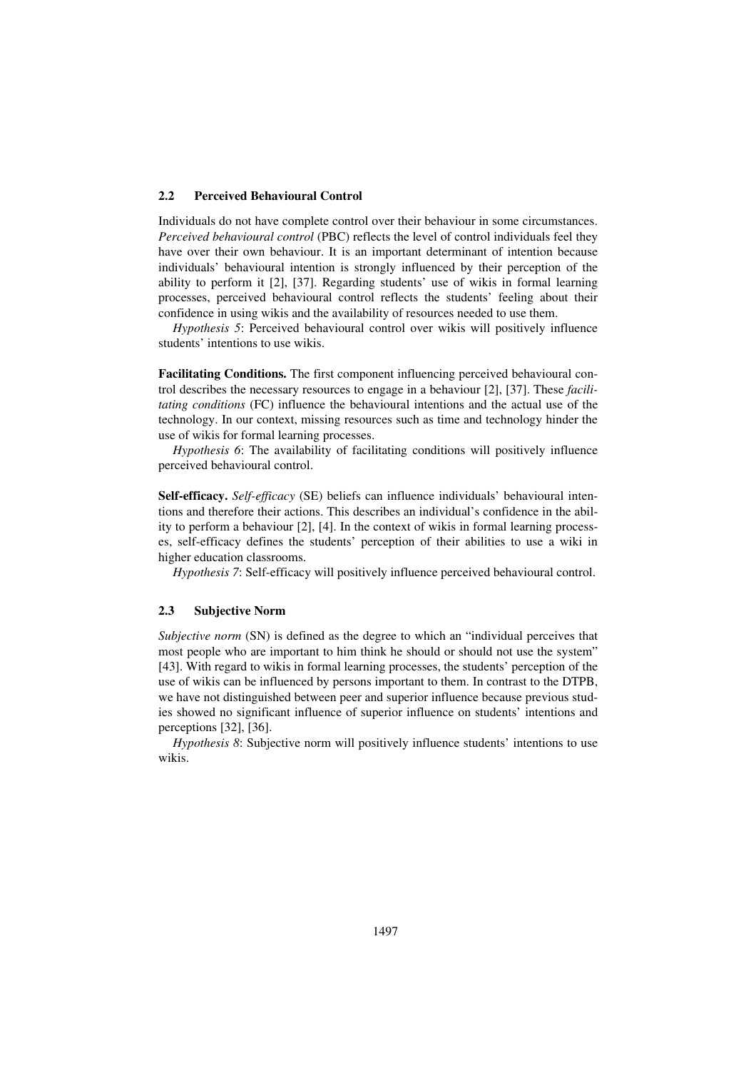### 2.2 Perceived Behavioural Control

Individuals do not have complete control over their behaviour in some circumstances. *Perceived behavioural control* (PBC) reflects the level of control individuals feel they have over their own behaviour. It is an important determinant of intention because individuals' behavioural intention is strongly influenced by their perception of the ability to perform it [2], [37]. Regarding students' use of wikis in formal learning processes, perceived behavioural control reflects the students' feeling about their confidence in using wikis and the availability of resources needed to use them.

*Hypothesis 5*: Perceived behavioural control over wikis will positively influence students' intentions to use wikis.

**Facilitating Conditions.** The first component influencing perceived behavioural control describes the necessary resources to engage in a behaviour [2], [37]. These *facilitating conditions* (FC) influence the behavioural intentions and the actual use of the technology. In our context, missing resources such as time and technology hinder the use of wikis for formal learning processes.

*Hypothesis 6*: The availability of facilitating conditions will positively influence perceived behavioural control.

**Self-efficacy.** *Self-efficacy* (SE) beliefs can influence individuals' behavioural intentions and therefore their actions. This describes an individual's confidence in the ability to perform a behaviour [2], [4]. In the context of wikis in formal learning processes, self-efficacy defines the students' perception of their abilities to use a wiki in higher education classrooms.

*Hypothesis 7*: Self-efficacy will positively influence perceived behavioural control.

### 2.3 Subjective Norm

*Subjective norm* (SN) is defined as the degree to which an "individual perceives that most people who are important to him think he should or should not use the system" [43]. With regard to wikis in formal learning processes, the students' perception of the use of wikis can be influenced by persons important to them. In contrast to the DTPB, we have not distinguished between peer and superior influence because previous studies showed no significant influence of superior influence on students' intentions and perceptions [32], [36].

*Hypothesis 8*: Subjective norm will positively influence students' intentions to use wikis.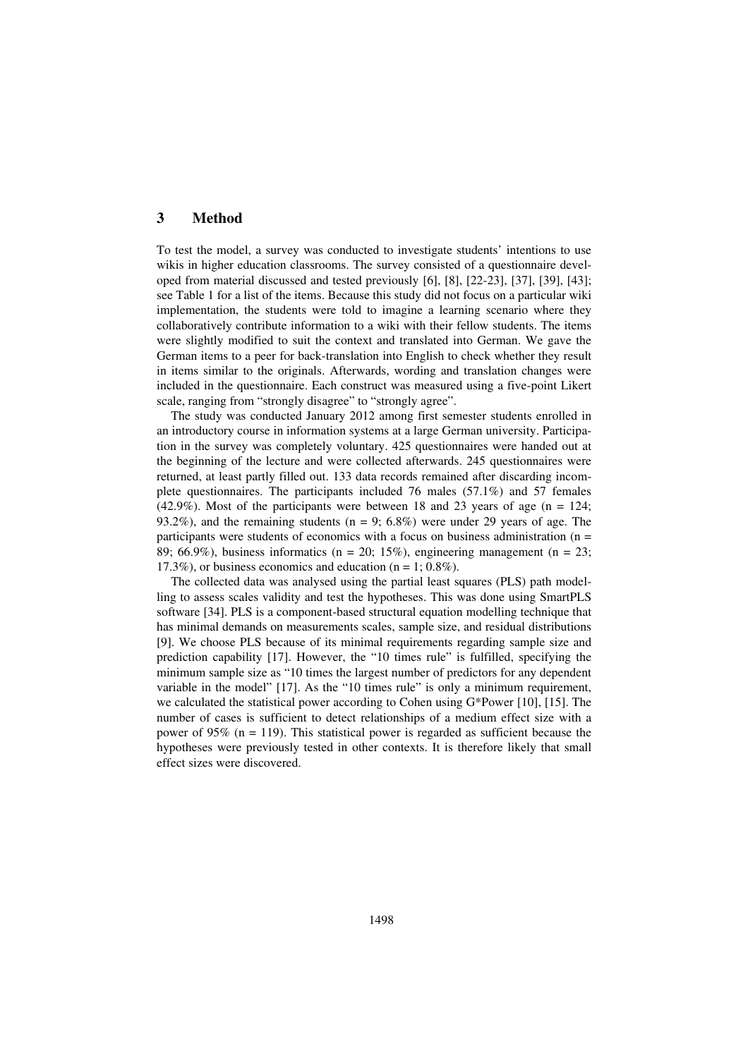## 3 Method

To test the model, a survey was conducted to investigate students' intentions to use wikis in higher education classrooms. The survey consisted of a questionnaire developed from material discussed and tested previously [6], [8], [22-23], [37], [39], [43]; see Table 1 for a list of the items. Because this study did not focus on a particular wiki implementation, the students were told to imagine a learning scenario where they collaboratively contribute information to a wiki with their fellow students. The items were slightly modified to suit the context and translated into German. We gave the German items to a peer for back-translation into English to check whether they result in items similar to the originals. Afterwards, wording and translation changes were included in the questionnaire. Each construct was measured using a five-point Likert scale, ranging from "strongly disagree" to "strongly agree".

The study was conducted January 2012 among first semester students enrolled in an introductory course in information systems at a large German university. Participation in the survey was completely voluntary. 425 questionnaires were handed out at the beginning of the lecture and were collected afterwards. 245 questionnaires were returned, at least partly filled out. 133 data records remained after discarding incomplete questionnaires. The participants included 76 males (57.1%) and 57 females (42.9%). Most of the participants were between 18 and 23 years of age ($n = 124$; 93.2%), and the remaining students ($n = 9$; 6.8%) were under 29 years of age. The participants were students of economics with a focus on business administration ($n = 89$; 66.9%), business informatics ($n = 20$; 15%), engineering management ($n = 23$; 17.3%), or business economics and education ($n = 1$; 0.8%).

The collected data was analysed using the partial least squares (PLS) path modelling to assess scales validity and test the hypotheses. This was done using SmartPLS software [34]. PLS is a component-based structural equation modelling technique that has minimal demands on measurements scales, sample size, and residual distributions [9]. We choose PLS because of its minimal requirements regarding sample size and prediction capability [17]. However, the "10 times rule" is fulfilled, specifying the minimum sample size as "10 times the largest number of predictors for any dependent variable in the model" [17]. As the "10 times rule" is only a minimum requirement, we calculated the statistical power according to Cohen using G*Power [10], [15]. The number of cases is sufficient to detect relationships of a medium effect size with a power of 95% ($n = 119$). This statistical power is regarded as sufficient because the hypotheses were previously tested in other contexts. It is therefore likely that small effect sizes were discovered.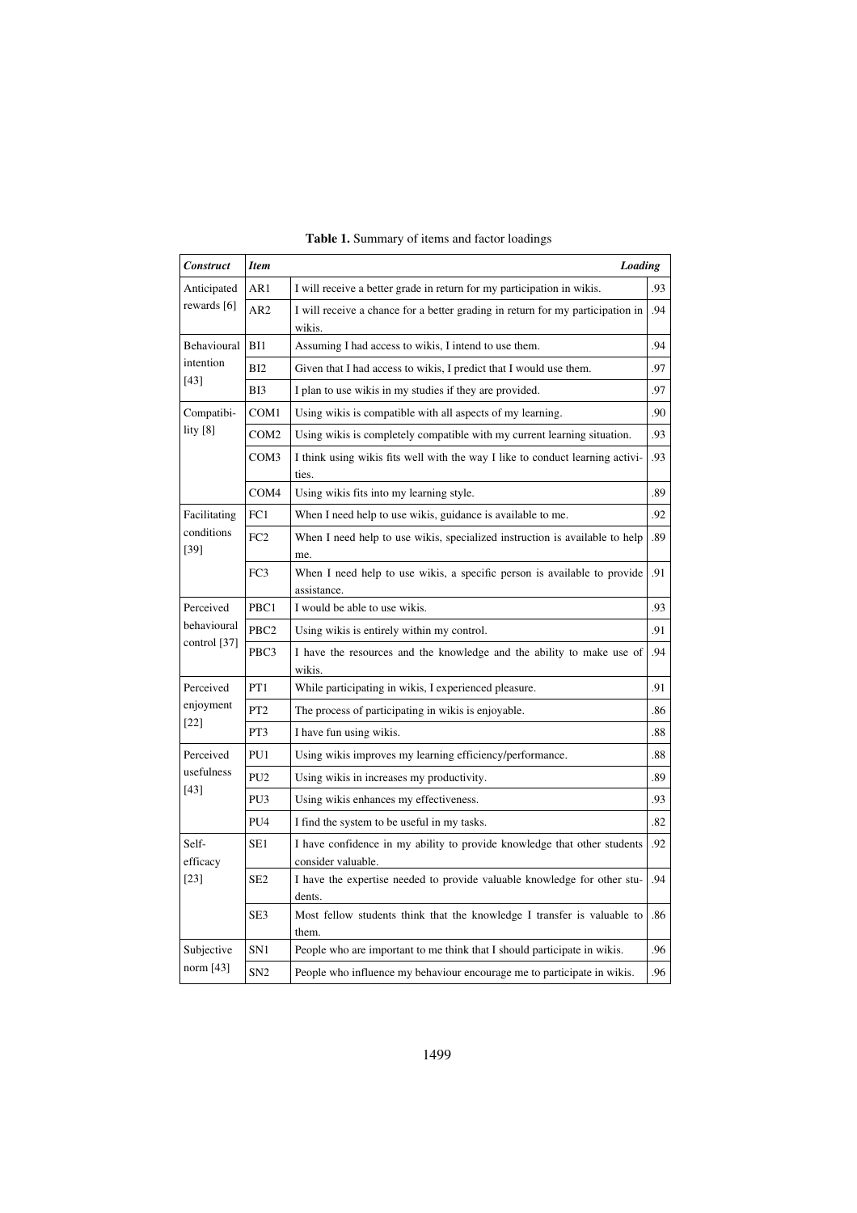**Table 1.** Summary of items and factor loadings

| ***Construct*** | ***Item*** | | ***Loading*** |
|---|---|---|---|
| Anticipated rewards [6] | AR1 | I will receive a better grade in return for my participation in wikis. | .93 |
| | AR2 | I will receive a chance for a better grading in return for my participation in wikis. | .94 |
| Behavioural intention [43] | BI1 | Assuming I had access to wikis, I intend to use them. | .94 |
| | BI2 | Given that I had access to wikis, I predict that I would use them. | .97 |
| | BI3 | I plan to use wikis in my studies if they are provided. | .97 |
| Compatibility [8] | COM1 | Using wikis is compatible with all aspects of my learning. | .90 |
| | COM2 | Using wikis is completely compatible with my current learning situation. | .93 |
| | COM3 | I think using wikis fits well with the way I like to conduct learning activities. | .93 |
| | COM4 | Using wikis fits into my learning style. | .89 |
| Facilitating conditions [39] | FC1 | When I need help to use wikis, guidance is available to me. | .92 |
| | FC2 | When I need help to use wikis, specialized instruction is available to help me. | .89 |
| | FC3 | When I need help to use wikis, a specific person is available to provide assistance. | .91 |
| Perceived behavioural control [37] | PBC1 | I would be able to use wikis. | .93 |
| | PBC2 | Using wikis is entirely within my control. | .91 |
| | PBC3 | I have the resources and the knowledge and the ability to make use of wikis. | .94 |
| Perceived enjoyment [22] | PT1 | While participating in wikis, I experienced pleasure. | .91 |
| | PT2 | The process of participating in wikis is enjoyable. | .86 |
| | PT3 | I have fun using wikis. | .88 |
| Perceived usefulness [43] | PU1 | Using wikis improves my learning efficiency/performance. | .88 |
| | PU2 | Using wiki in increases my productivity. | .89 |
| | PU3 | Using wikis enhances my effectiveness. | .93 |
| | PU4 | I find the system to be useful in my tasks. | .82 |
| Self-efficacy [23] | SE1 | I have confidence in my ability to provide knowledge that other students consider valuable. | .92 |
| | SE2 | I have the expertise needed to provide valuable knowledge for other students. | .94 |
| | SE3 | Most fellow students think that the knowledge I transfer is valuable to them. | .86 |
| Subjective norm [43] | SN1 | People who are important to me think that I should participate in wikis. | .96 |
| | SN2 | People who influence my behaviour encourage me to participate in wikis. | .96 |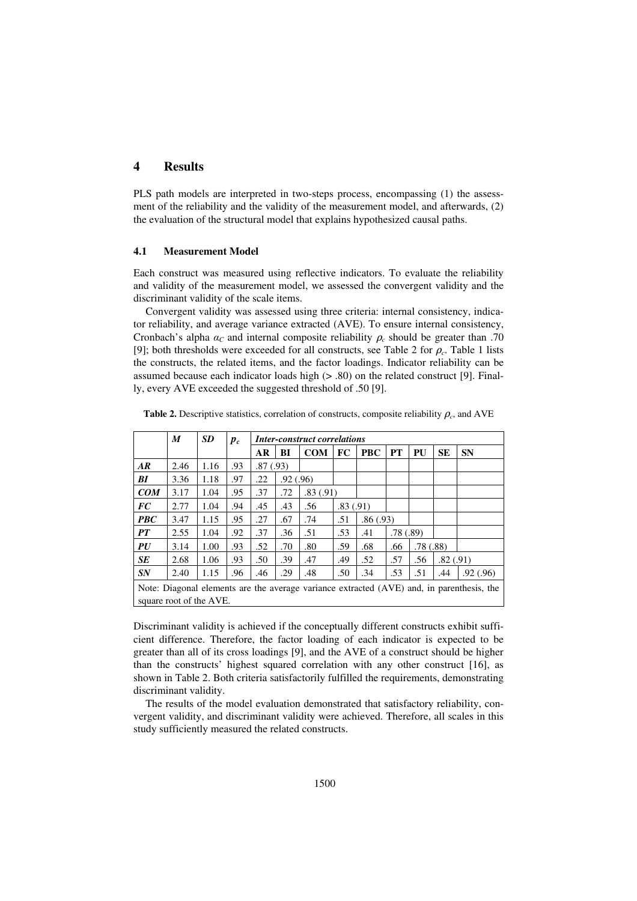## 4 Results

PLS path models are interpreted in two-steps process, encompassing (1) the assessment of the reliability and the validity of the measurement model, and afterwards, (2) the evaluation of the structural model that explains hypothesized causal paths.

### 4.1 Measurement Model

Each construct was measured using reflective indicators. To evaluate the reliability and validity of the measurement model, we assessed the convergent validity and the discriminant validity of the scale items.

Convergent validity was assessed using three criteria: internal consistency, indicator reliability, and average variance extracted (AVE). To ensure internal consistency, Cronbach's alpha $\alpha_C$ and internal composite reliability $\rho_c$ should be greater than .70 [9]; both thresholds were exceeded for all constructs, see Table 2 for $\rho_c$. Table 1 lists the constructs, the related items, and the factor loadings. Indicator reliability can be assumed because each indicator loads high (> .80) on the related construct [9]. Finally, every AVE exceeded the suggested threshold of .50 [9].

**Table 2.** Descriptive statistics, correlation of constructs, composite reliability $\rho_c$, and AVE

| | *M* | *SD* | $p_c$ | *Inter-construct correlations* | | | | | | | | |
|---|---|---|---|---|---|---|---|---|---|---|---|---|
| | | | | **AR** | **BI** | **COM** | **FC** | **PBC** | **PT** | **PU** | **SE** | **SN** |
| ***AR*** | 2.46 | 1.16 | .93 | .87 (.93) | | | | | | | | |
| ***BI*** | 3.36 | 1.18 | .97 | .22 | .92 (.96) | | | | | | | |
| ***COM*** | 3.17 | 1.04 | .95 | .37 | .72 | .83 (.91) | | | | | | |
| ***FC*** | 2.77 | 1.04 | .94 | .45 | .43 | .56 | .83 (.91) | | | | | |
| ***PBC*** | 3.47 | 1.15 | .95 | .27 | .67 | .74 | .51 | .86 (.93) | | | | |
| ***PT*** | 2.55 | 1.04 | .92 | .37 | .36 | .51 | .53 | .41 | .78 (.89) | | | |
| ***PU*** | 3.14 | 1.00 | .93 | .52 | .70 | .80 | .59 | .68 | .66 | .78 (.88) | | |
| ***SE*** | 2.68 | 1.06 | .93 | .50 | .39 | .47 | .49 | .52 | .57 | .56 | .82 (.91) | |
| ***SN*** | 2.40 | 1.15 | .96 | .46 | .29 | .48 | .50 | .34 | .53 | .51 | .44 | .92 (.96) |

Note: Diagonal elements are the average variance extracted (AVE) and, in parenthesis, the square root of the AVE.

Discriminant validity is achieved if the conceptually different constructs exhibit sufficient difference. Therefore, the factor loading of each indicator is expected to be greater than all of its cross loadings [9], and the AVE of a construct should be higher than the constructs' highest squared correlation with any other construct [16], as shown in Table 2. Both criteria satisfactorily fulfilled the requirements, demonstrating discriminant validity.

The results of the model evaluation demonstrated that satisfactory reliability, convergent validity, and discriminant validity were achieved. Therefore, all scales in this study sufficiently measured the related constructs.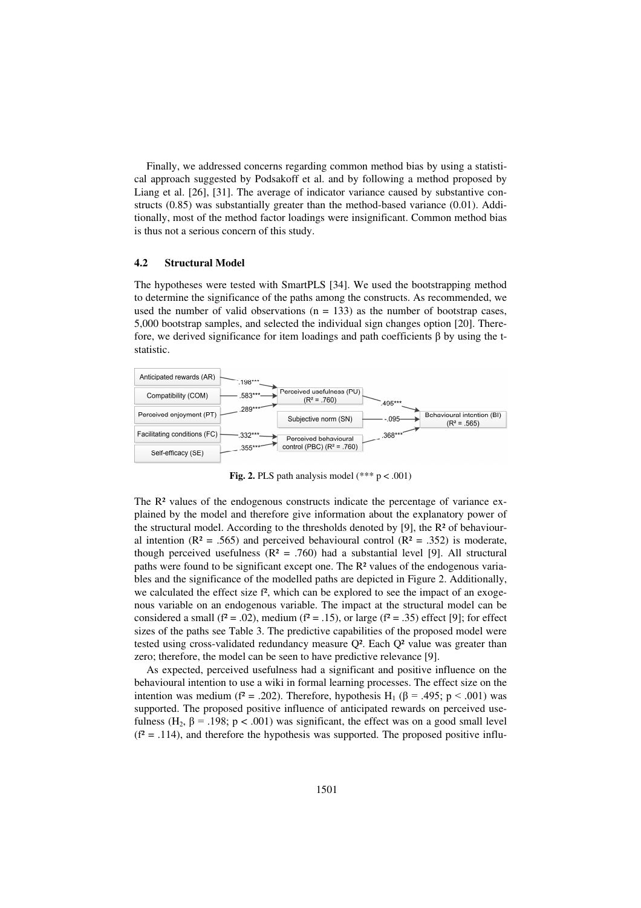Finally, we addressed concerns regarding common method bias by using a statistical approach suggested by Podsakoff et al. and by following a method proposed by Liang et al. [26], [31]. The average of indicator variance caused by substantive constructs (0.85) was substantially greater than the method-based variance (0.01). Additionally, most of the method factor loadings were insignificant. Common method bias is thus not a serious concern of this study.

### 4.2 Structural Model

The hypotheses were tested with SmartPLS [34]. We used the bootstrapping method to determine the significance of the paths among the constructs. As recommended, we used the number of valid observations ($n = 133$) as the number of bootstrap cases, 5,000 bootstrap samples, and selected the individual sign changes option [20]. Therefore, we derived significance for item loadings and path coefficients β by using the t-statistic.

**Fig. 2.** PLS path analysis model (*** $p < .001$)

The R² values of the endogenous constructs indicate the percentage of variance explained by the model and therefore give information about the explanatory power of the structural model. According to the thresholds denoted by [9], the R² of behavioural intention ($R^2 = .565$) and perceived behavioural control ($R^2 = .352$) is moderate, though perceived usefulness ($R^2 = .760$) had a substantial level [9]. All structural paths were found to be significant except one. The R² values of the endogenous variables and the significance of the modelled paths are depicted in Figure 2. Additionally, we calculated the effect size f², which can be explored to see the impact of an exogenous variable on an endogenous variable. The impact at the structural model can be considered a small ($f^2 = .02$), medium ($f^2 = .15$), or large ($f^2 = .35$) effect [9]; for effect sizes of the paths see Table 3. The predictive capabilities of the proposed model were tested using cross-validated redundancy measure Q². Each Q² value was greater than zero; therefore, the model can be seen to have predictive relevance [9].

As expected, perceived usefulness had a significant and positive influence on the behavioural intention to use a wiki in formal learning processes. The effect size on the intention was medium ($f^2 = .202$). Therefore, hypothesis $H_1$ ($\beta = .495$; $p < .001$) was supported. The proposed positive influence of anticipated rewards on perceived usefulness ($H_2$, $\beta = .198$; $p < .001$) was significant, the effect was on a good small level ($f^2 = .114$), and therefore the hypothesis was supported. The proposed positive influ-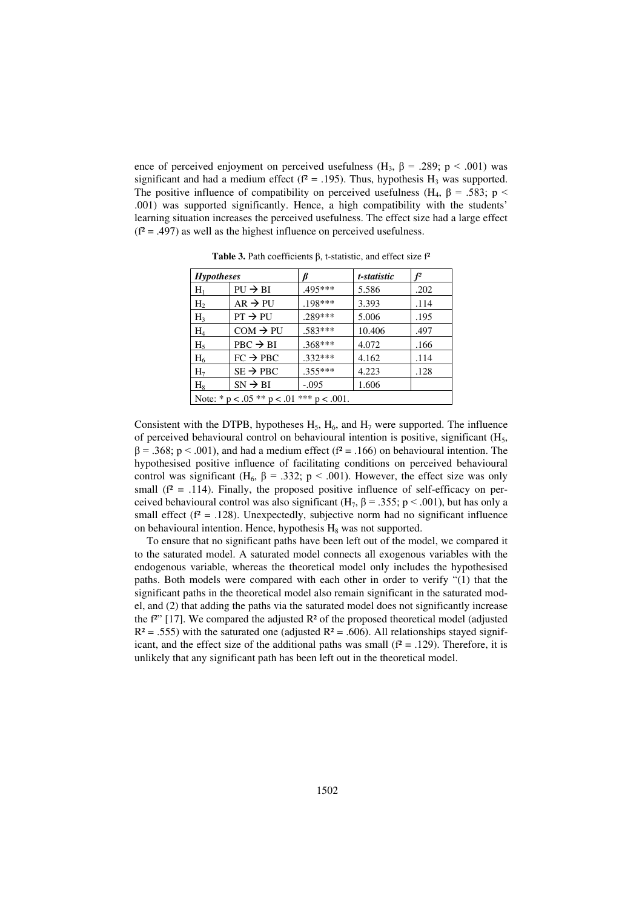ence of perceived enjoyment on perceived usefulness ($H_3$, $\beta = .289$; $p < .001$) was significant and had a medium effect ($f^2 = .195$). Thus, hypothesis $H_3$ was supported. The positive influence of compatibility on perceived usefulness ($H_4$, $\beta = .583$; $p < .001$) was supported significantly. Hence, a high compatibility with the students' learning situation increases the perceived usefulness. The effect size had a large effect ($f^2 = .497$) as well as the highest influence on perceived usefulness.

**Table 3.** Path coefficients β, t-statistic, and effect size f²

| ***Hypotheses*** | | ***β*** | ***t-statistic*** | ***f²*** |
|---|---|---|---|---|
| $H_1$ | PU → BI | .495*** | 5.586 | .202 |
| $H_2$ | AR → PU | .198*** | 3.393 | .114 |
| $H_3$ | PT → PU | .289*** | 5.006 | .195 |
| $H_4$ | COM → PU | .583*** | 10.406 | .497 |
| $H_5$ | PBC → BI | .368*** | 4.072 | .166 |
| $H_6$ | FC → PBC | .332*** | 4.162 | .114 |
| $H_7$ | SE → PBC | .355*** | 4.223 | .128 |
| $H_8$ | SN → BI | -.095 | 1.606 | |
| Note: * p < .05 ** p < .01 *** p < .001. | | | | |

Consistent with the DTPB, hypotheses $H_5$, $H_6$, and $H_7$ were supported. The influence of perceived behavioural control on behavioural intention is positive, significant ($H_5$, $\beta = .368$; $p < .001$), and had a medium effect ($f^2 = .166$) on behavioural intention. The hypothesised positive influence of facilitating conditions on perceived behavioural control was significant ($H_6$, $\beta = .332$; $p < .001$). However, the effect size was only small ($f^2 = .114$). Finally, the proposed positive influence of self-efficacy on perceived behavioural control was also significant ($H_7$, $\beta = .355$; $p < .001$), but has only a small effect ($f^2 = .128$). Unexpectedly, subjective norm had no significant influence on behavioural intention. Hence, hypothesis $H_8$ was not supported.

To ensure that no significant paths have been left out of the model, we compared it to the saturated model. A saturated model connects all exogenous variables with the endogenous variable, whereas the theoretical model only includes the hypothesised paths. Both models were compared with each other in order to verify "(1) that the significant paths in the theoretical model also remain significant in the saturated model, and (2) that adding the paths via the saturated model does not significantly increase the $f^2$" [17]. We compared the adjusted $R^2$ of the proposed theoretical model (adjusted $R^2 = .555$) with the saturated one (adjusted $R^2 = .606$). All relationships stayed significant, and the effect size of the additional paths was small ($f^2 = .129$). Therefore, it is unlikely that any significant path has been left out in the theoretical model.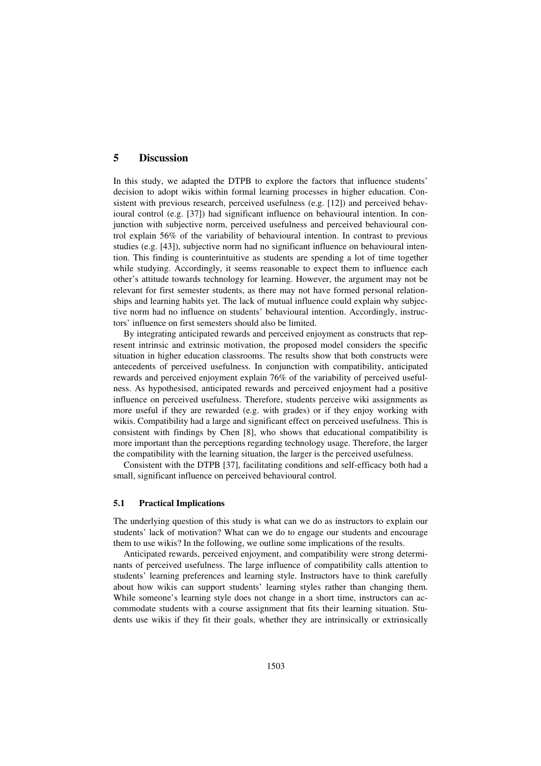## 5 Discussion

In this study, we adapted the DTPB to explore the factors that influence students' decision to adopt wikis within formal learning processes in higher education. Consistent with previous research, perceived usefulness (e.g. [12]) and perceived behavioural control (e.g. [37]) had significant influence on behavioural intention. In conjunction with subjective norm, perceived usefulness and perceived behavioural control explain 56% of the variability of behavioural intention. In contrast to previous studies (e.g. [43]), subjective norm had no significant influence on behavioural intention. This finding is counterintuitive as students are spending a lot of time together while studying. Accordingly, it seems reasonable to expect them to influence each other's attitude towards technology for learning. However, the argument may not be relevant for first semester students, as there may not have formed personal relationships and learning habits yet. The lack of mutual influence could explain why subjective norm had no influence on students' behavioural intention. Accordingly, instructors' influence on first semesters should also be limited.

By integrating anticipated rewards and perceived enjoyment as constructs that represent intrinsic and extrinsic motivation, the proposed model considers the specific situation in higher education classrooms. The results show that both constructs were antecedents of perceived usefulness. In conjunction with compatibility, anticipated rewards and perceived enjoyment explain 76% of the variability of perceived usefulness. As hypothesised, anticipated rewards and perceived enjoyment had a positive influence on perceived usefulness. Therefore, students perceive wiki assignments as more useful if they are rewarded (e.g. with grades) or if they enjoy working with wikis. Compatibility had a large and significant effect on perceived usefulness. This is consistent with findings by Chen [8], who shows that educational compatibility is more important than the perceptions regarding technology usage. Therefore, the larger the compatibility with the learning situation, the larger is the perceived usefulness.

Consistent with the DTPB [37], facilitating conditions and self-efficacy both had a small, significant influence on perceived behavioural control.

### 5.1 Practical Implications

The underlying question of this study is what can we do as instructors to explain our students' lack of motivation? What can we do to engage our students and encourage them to use wikis? In the following, we outline some implications of the results.

Anticipated rewards, perceived enjoyment, and compatibility were strong determinants of perceived usefulness. The large influence of compatibility calls attention to students' learning preferences and learning style. Instructors have to think carefully about how wikis can support students' learning styles rather than changing them. While someone's learning style does not change in a short time, instructors can accommodate students with a course assignment that fits their learning situation. Students use wikis if they fit their goals, whether they are intrinsically or extrinsically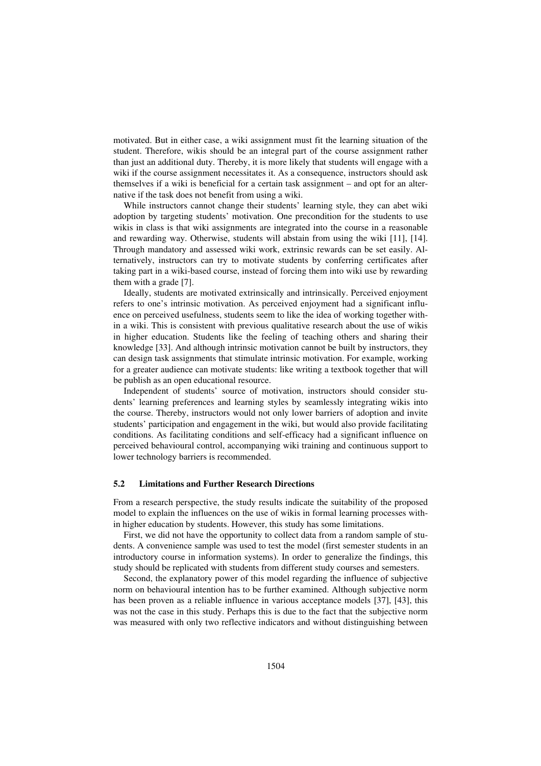motivated. But in either case, a wiki assignment must fit the learning situation of the student. Therefore, wikis should be an integral part of the course assignment rather than just an additional duty. Thereby, it is more likely that students will engage with a wiki if the course assignment necessitates it. As a consequence, instructors should ask themselves if a wiki is beneficial for a certain task assignment – and opt for an alternative if the task does not benefit from using a wiki.

While instructors cannot change their students' learning style, they can abet wiki adoption by targeting students' motivation. One precondition for the students to use wikis in class is that wiki assignments are integrated into the course in a reasonable and rewarding way. Otherwise, students will abstain from using the wiki [11], [14]. Through mandatory and assessed wiki work, extrinsic rewards can be set easily. Alternatively, instructors can try to motivate students by conferring certificates after taking part in a wiki-based course, instead of forcing them into wiki use by rewarding them with a grade [7].

Ideally, students are motivated extrinsically and intrinsically. Perceived enjoyment refers to one's intrinsic motivation. As perceived enjoyment had a significant influence on perceived usefulness, students seem to like the idea of working together within a wiki. This is consistent with previous qualitative research about the use of wikis in higher education. Students like the feeling of teaching others and sharing their knowledge [33]. And although intrinsic motivation cannot be built by instructors, they can design task assignments that stimulate intrinsic motivation. For example, working for a greater audience can motivate students: like writing a textbook together that will be publish as an open educational resource.

Independent of students' source of motivation, instructors should consider students' learning preferences and learning styles by seamlessly integrating wikis into the course. Thereby, instructors would not only lower barriers of adoption and invite students' participation and engagement in the wiki, but would also provide facilitating conditions. As facilitating conditions and self-efficacy had a significant influence on perceived behavioural control, accompanying wiki training and continuous support to lower technology barriers is recommended.

### 5.2 Limitations and Further Research Directions

From a research perspective, the study results indicate the suitability of the proposed model to explain the influences on the use of wikis in formal learning processes within higher education by students. However, this study has some limitations.

First, we did not have the opportunity to collect data from a random sample of students. A convenience sample was used to test the model (first semester students in an introductory course in information systems). In order to generalize the findings, this study should be replicated with students from different study courses and semesters.

Second, the explanatory power of this model regarding the influence of subjective norm on behavioural intention has to be further examined. Although subjective norm has been proven as a reliable influence in various acceptance models [37], [43], this was not the case in this study. Perhaps this is due to the fact that the subjective norm was measured with only two reflective indicators and without distinguishing between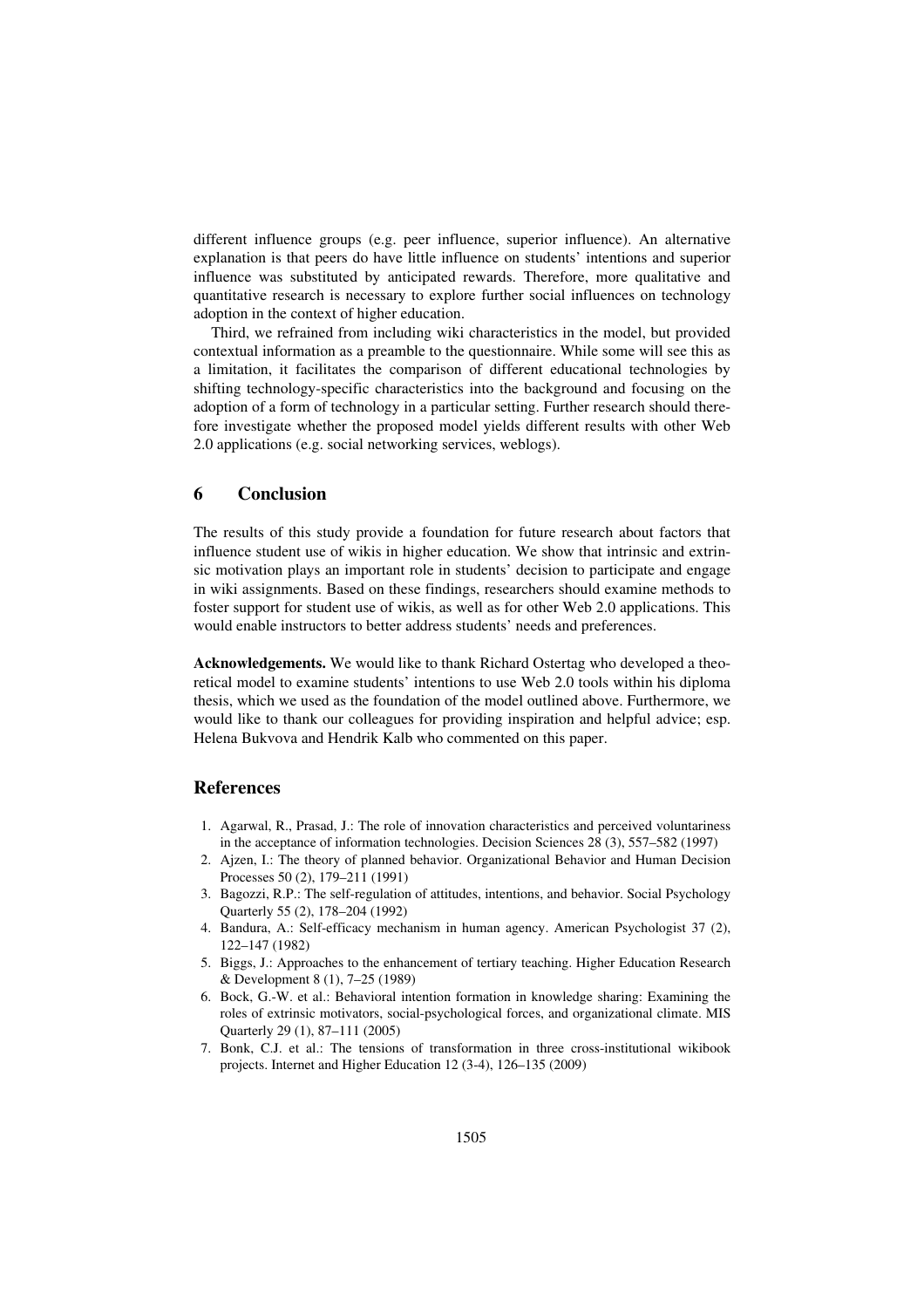different influence groups (e.g. peer influence, superior influence). An alternative explanation is that peers do have little influence on students' intentions and superior influence was substituted by anticipated rewards. Therefore, more qualitative and quantitative research is necessary to explore further social influences on technology adoption in the context of higher education.

Third, we refrained from including wiki characteristics in the model, but provided contextual information as a preamble to the questionnaire. While some will see this as a limitation, it facilitates the comparison of different educational technologies by shifting technology-specific characteristics into the background and focusing on the adoption of a form of technology in a particular setting. Further research should therefore investigate whether the proposed model yields different results with other Web 2.0 applications (e.g. social networking services, weblogs).

## 6 Conclusion

The results of this study provide a foundation for future research about factors that influence student use of wikis in higher education. We show that intrinsic and extrinsic motivation plays an important role in students' decision to participate and engage in wiki assignments. Based on these findings, researchers should examine methods to foster support for student use of wikis, as well as for other Web 2.0 applications. This would enable instructors to better address students' needs and preferences.

**Acknowledgements.** We would like to thank Richard Ostertag who developed a theoretical model to examine students' intentions to use Web 2.0 tools within his diploma thesis, which we used as the foundation of the model outlined above. Furthermore, we would like to thank our colleagues for providing inspiration and helpful advice; esp. Helena Bukvova and Hendrik Kalb who commented on this paper.

## References

1. Agarwal, R., Prasad, J.: The role of innovation characteristics and perceived voluntariness in the acceptance of information technologies. Decision Sciences 28 (3), 557–582 (1997)
2. Ajzen, I.: The theory of planned behavior. Organizational Behavior and Human Decision Processes 50 (2), 179–211 (1991)
3. Bagozzi, R.P.: The self-regulation of attitudes, intentions, and behavior. Social Psychology Quarterly 55 (2), 178–204 (1992)
4. Bandura, A.: Self-efficacy mechanism in human agency. American Psychologist 37 (2), 122–147 (1982)
5. Biggs, J.: Approaches to the enhancement of tertiary teaching. Higher Education Research & Development 8 (1), 7–25 (1989)
6. Bock, G.-W. et al.: Behavioral intention formation in knowledge sharing: Examining the roles of extrinsic motivators, social-psychological forces, and organizational climate. MIS Quarterly 29 (1), 87–111 (2005)
7. Bonk, C.J. et al.: The tensions of transformation in three cross-institutional wikibook projects. Internet and Higher Education 12 (3-4), 126–135 (2009)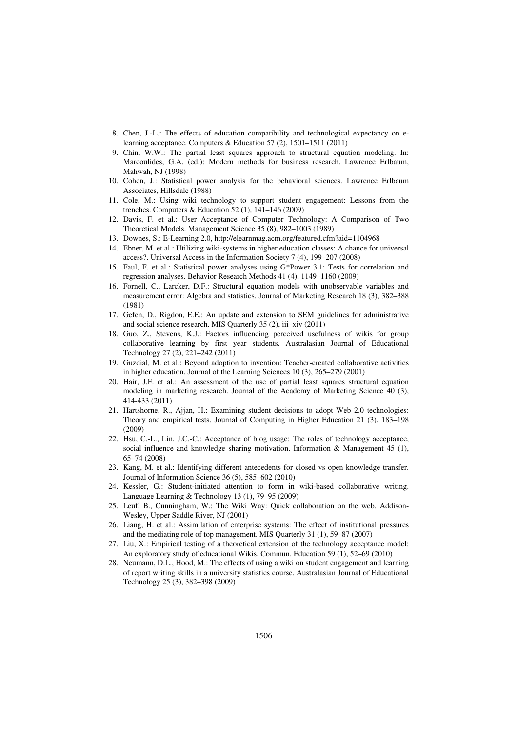8. Chen, J.-L.: The effects of education compatibility and technological expectancy on e-learning acceptance. Computers & Education 57 (2), 1501–1511 (2011)
9. Chin, W.W.: The partial least squares approach to structural equation modeling. In: Marcoulides, G.A. (ed.): Modern methods for business research. Lawrence Erlbaum, Mahwah, NJ (1998)
10. Cohen, J.: Statistical power analysis for the behavioral sciences. Lawrence Erlbaum Associates, Hillsdale (1988)
11. Cole, M.: Using wiki technology to support student engagement: Lessons from the trenches. Computers & Education 52 (1), 141–146 (2009)
12. Davis, F. et al.: User Acceptance of Computer Technology: A Comparison of Two Theoretical Models. Management Science 35 (8), 982–1003 (1989)
13. Downes, S.: E-Learning 2.0, http://elearnmag.acm.org/featured.cfm?aid=1104968
14. Ebner, M. et al.: Utilizing wiki-systems in higher education classes: A chance for universal access?. Universal Access in the Information Society 7 (4), 199–207 (2008)
15. Faul, F. et al.: Statistical power analyses using G*Power 3.1: Tests for correlation and regression analyses. Behavior Research Methods 41 (4), 1149–1160 (2009)
16. Fornell, C., Larcker, D.F.: Structural equation models with unobservable variables and measurement error: Algebra and statistics. Journal of Marketing Research 18 (3), 382–388 (1981)
17. Gefen, D., Rigdon, E.E.: An update and extension to SEM guidelines for administrative and social science research. MIS Quarterly 35 (2), iii–xiv (2011)
18. Guo, Z., Stevens, K.J.: Factors influencing perceived usefulness of wikis for group collaborative learning by first year students. Australasian Journal of Educational Technology 27 (2), 221–242 (2011)
19. Guzdial, M. et al.: Beyond adoption to invention: Teacher-created collaborative activities in higher education. Journal of the Learning Sciences 10 (3), 265–279 (2001)
20. Hair, J.F. et al.: An assessment of the use of partial least squares structural equation modeling in marketing research. Journal of the Academy of Marketing Science 40 (3), 414-433 (2011)
21. Hartshorne, R., Ajjan, H.: Examining student decisions to adopt Web 2.0 technologies: Theory and empirical tests. Journal of Computing in Higher Education 21 (3), 183–198 (2009)
22. Hsu, C.-L., Lin, J.C.-C.: Acceptance of blog usage: The roles of technology acceptance, social influence and knowledge sharing motivation. Information & Management 45 (1), 65–74 (2008)
23. Kang, M. et al.: Identifying different antecedents for closed vs open knowledge transfer. Journal of Information Science 36 (5), 585–602 (2010)
24. Kessler, G.: Student-initiated attention to form in wiki-based collaborative writing. Language Learning & Technology 13 (1), 79–95 (2009)
25. Leuf, B., Cunningham, W.: The Wiki Way: Quick collaboration on the web. Addison-Wesley, Upper Saddle River, NJ (2001)
26. Liang, H. et al.: Assimilation of enterprise systems: The effect of institutional pressures and the mediating role of top management. MIS Quarterly 31 (1), 59–87 (2007)
27. Liu, X.: Empirical testing of a theoretical extension of the technology acceptance model: An exploratory study of educational Wikis. Commun. Education 59 (1), 52–69 (2010)
28. Neumann, D.L., Hood, M.: The effects of using a wiki on student engagement and learning of report writing skills in a university statistics course. Australasian Journal of Educational Technology 25 (3), 382–398 (2009)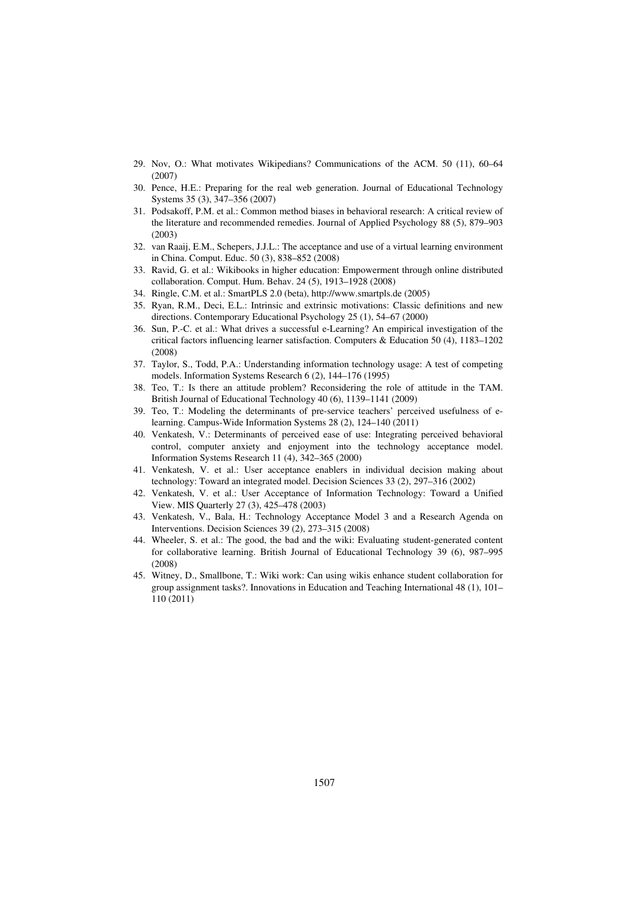29. Nov, O.: What motivates Wikipedians? Communications of the ACM. 50 (11), 60–64 (2007)
30. Pence, H.E.: Preparing for the real web generation. Journal of Educational Technology Systems 35 (3), 347–356 (2007)
31. Podsakoff, P.M. et al.: Common method biases in behavioral research: A critical review of the literature and recommended remedies. Journal of Applied Psychology 88 (5), 879–903 (2003)
32. van Raaij, E.M., Schepers, J.J.L.: The acceptance and use of a virtual learning environment in China. Comput. Educ. 50 (3), 838–852 (2008)
33. Ravid, G. et al.: Wikibooks in higher education: Empowerment through online distributed collaboration. Comput. Hum. Behav. 24 (5), 1913–1928 (2008)
34. Ringle, C.M. et al.: SmartPLS 2.0 (beta), http://www.smartpls.de (2005)
35. Ryan, R.M., Deci, E.L.: Intrinsic and extrinsic motivations: Classic definitions and new directions. Contemporary Educational Psychology 25 (1), 54–67 (2000)
36. Sun, P.-C. et al.: What drives a successful e-Learning? An empirical investigation of the critical factors influencing learner satisfaction. Computers & Education 50 (4), 1183–1202 (2008)
37. Taylor, S., Todd, P.A.: Understanding information technology usage: A test of competing models. Information Systems Research 6 (2), 144–176 (1995)
38. Teo, T.: Is there an attitude problem? Reconsidering the role of attitude in the TAM. British Journal of Educational Technology 40 (6), 1139–1141 (2009)
39. Teo, T.: Modeling the determinants of pre-service teachers' perceived usefulness of e-learning. Campus-Wide Information Systems 28 (2), 124–140 (2011)
40. Venkatesh, V.: Determinants of perceived ease of use: Integrating perceived behavioral control, computer anxiety and enjoyment into the technology acceptance model. Information Systems Research 11 (4), 342–365 (2000)
41. Venkatesh, V. et al.: User acceptance enablers in individual decision making about technology: Toward an integrated model. Decision Sciences 33 (2), 297–316 (2002)
42. Venkatesh, V. et al.: User Acceptance of Information Technology: Toward a Unified View. MIS Quarterly 27 (3), 425–478 (2003)
43. Venkatesh, V., Bala, H.: Technology Acceptance Model 3 and a Research Agenda on Interventions. Decision Sciences 39 (2), 273–315 (2008)
44. Wheeler, S. et al.: The good, the bad and the wiki: Evaluating student-generated content for collaborative learning. British Journal of Educational Technology 39 (6), 987–995 (2008)
45. Witney, D., Smallbone, T.: Wiki work: Can using wikis enhance student collaboration for group assignment tasks?. Innovations in Education and Teaching International 48 (1), 101–110 (2011)